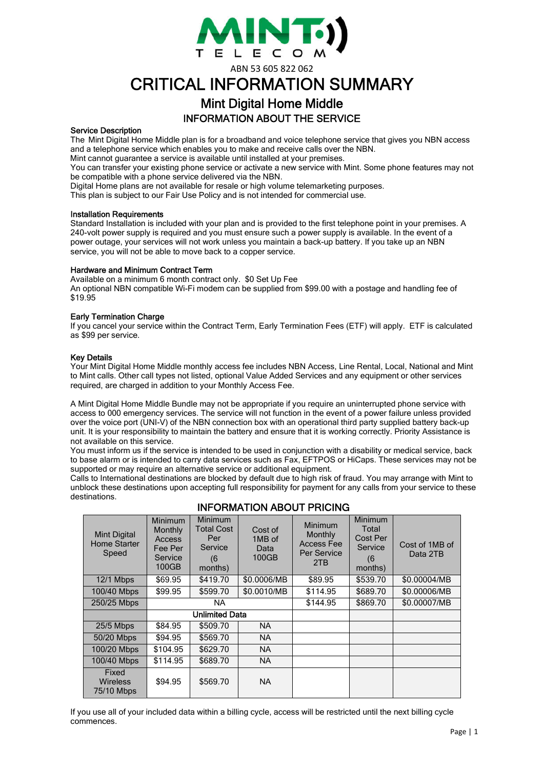MINT TELECOM

ABN 53 605 822 062

# CRITICAL INFORMATION SUMMARY

## Mint Digital Home Middle

### INFORMATION ABOUT THE SERVICE

**Service Description**

The Mint Digital Home Middle plan is for a broadband and voice telephone service that gives you NBN access and a telephone service which enables you to make and receive calls over the NBN.
Mint cannot guarantee a service is available until installed at your premises.
You can transfer your existing phone service or activate a new service with Mint. Some phone features may not be compatible with a phone service delivered via the NBN.
Digital Home plans are not available for resale or high volume telemarketing purposes.
This plan is subject to our Fair Use Policy and is not intended for commercial use.

**Installation Requirements**

Standard Installation is included with your plan and is provided to the first telephone point in your premises. A 240-volt power supply is required and you must ensure such a power supply is available. In the event of a power outage, your services will not work unless you maintain a back-up battery. If you take up an NBN service, you will not be able to move back to a copper service.

**Hardware and Minimum Contract Term**

Available on a minimum 6 month contract only. $0 Set Up Fee
An optional NBN compatible Wi-Fi modem can be supplied from $99.00 with a postage and handling fee of $19.95

**Early Termination Charge**

If you cancel your service within the Contract Term, Early Termination Fees (ETF) will apply. ETF is calculated as $99 per service.

**Key Details**

Your Mint Digital Home Middle monthly access fee includes NBN Access, Line Rental, Local, National and Mint to Mint calls. Other call types not listed, optional Value Added Services and any equipment or other services required, are charged in addition to your Monthly Access Fee.

A Mint Digital Home Middle Bundle may not be appropriate if you require an uninterrupted phone service with access to 000 emergency services. The service will not function in the event of a power failure unless provided over the voice port (UNI-V) of the NBN connection box with an operational third party supplied battery back-up unit. It is your responsibility to maintain the battery and ensure that it is working correctly. Priority Assistance is not available on this service.
You must inform us if the service is intended to be used in conjunction with a disability or medical service, back to base alarm or is intended to carry data services such as Fax, EFTPOS or HiCaps. These services may not be supported or may require an alternative service or additional equipment.
Calls to International destinations are blocked by default due to high risk of fraud. You may arrange with Mint to unblock these destinations upon accepting full responsibility for payment for any calls from your service to these destinations.

### INFORMATION ABOUT PRICING

| Mint Digital Home Starter Speed | Minimum Monthly Access Fee Per Service 100GB | Minimum Total Cost Per Service (6 months) | Cost of 1MB of Data 100GB | Minimum Monthly Access Fee Per Service 2TB | Minimum Total Cost Per Service (6 months) | Cost of 1MB of Data 2TB |
|---|---|---|---|---|---|---|
| 12/1 Mbps | $69.95 | $419.70 | $0.0006/MB | $89.95 | $539.70 | $0.00004/MB |
| 100/40 Mbps | $99.95 | $599.70 | $0.0010/MB | $114.95 | $689.70 | $0.00006/MB |
| 250/25 Mbps | NA | | | $144.95 | $869.70 | $0.00007/MB |
| | Unlimited Data | | | | | |
| 25/5 Mbps | $84.95 | $509.70 | NA | | | |
| 50/20 Mbps | $94.95 | $569.70 | NA | | | |
| 100/20 Mbps | $104.95 | $629.70 | NA | | | |
| 100/40 Mbps | $114.95 | $689.70 | NA | | | |
| Fixed Wireless 75/10 Mbps | $94.95 | $569.70 | NA | | | |

If you use all of your included data within a billing cycle, access will be restricted until the next billing cycle commences.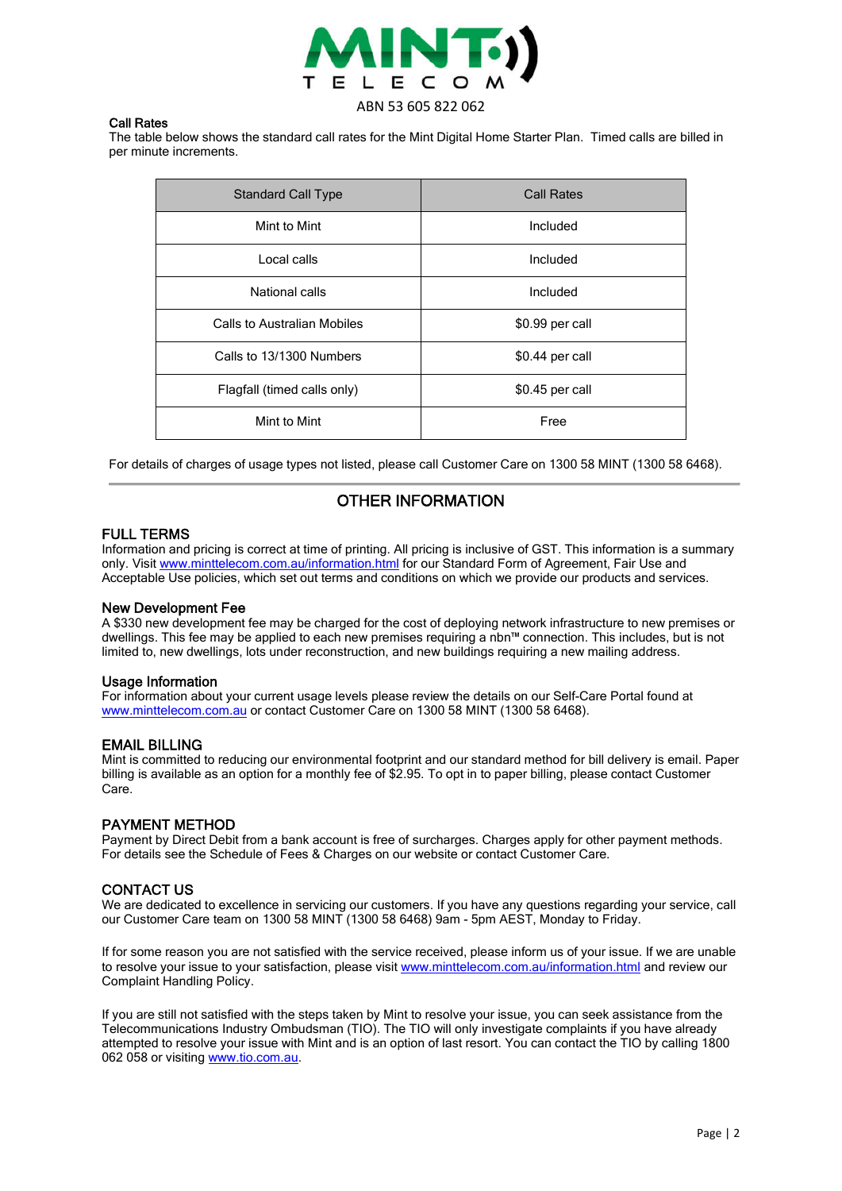MINT TELECOM

ABN 53 605 822 062

**Call Rates**

The table below shows the standard call rates for the Mint Digital Home Starter Plan. Timed calls are billed in per minute increments.

| Standard Call Type | Call Rates |
|---|---|
| Mint to Mint | Included |
| Local calls | Included |
| National calls | Included |
| Calls to Australian Mobiles | $0.99 per call |
| Calls to 13/1300 Numbers | $0.44 per call |
| Flagfall (timed calls only) | $0.45 per call |
| Mint to Mint | Free |

For details of charges of usage types not listed, please call Customer Care on 1300 58 MINT (1300 58 6468).

## OTHER INFORMATION

### FULL TERMS

Information and pricing is correct at time of printing. All pricing is inclusive of GST. This information is a summary only. Visit www.minttelecom.com.au/information.html for our Standard Form of Agreement, Fair Use and Acceptable Use policies, which set out terms and conditions on which we provide our products and services.

### New Development Fee

A $330 new development fee may be charged for the cost of deploying network infrastructure to new premises or dwellings. This fee may be applied to each new premises requiring a nbn™ connection. This includes, but is not limited to, new dwellings, lots under reconstruction, and new buildings requiring a new mailing address.

### Usage Information

For information about your current usage levels please review the details on our Self-Care Portal found at www.minttelecom.com.au or contact Customer Care on 1300 58 MINT (1300 58 6468).

### EMAIL BILLING

Mint is committed to reducing our environmental footprint and our standard method for bill delivery is email. Paper billing is available as an option for a monthly fee of $2.95. To opt in to paper billing, please contact Customer Care.

### PAYMENT METHOD

Payment by Direct Debit from a bank account is free of surcharges. Charges apply for other payment methods. For details see the Schedule of Fees & Charges on our website or contact Customer Care.

### CONTACT US

We are dedicated to excellence in servicing our customers. If you have any questions regarding your service, call our Customer Care team on 1300 58 MINT (1300 58 6468) 9am - 5pm AEST, Monday to Friday.

If for some reason you are not satisfied with the service received, please inform us of your issue. If we are unable to resolve your issue to your satisfaction, please visit www.minttelecom.com.au/information.html and review our Complaint Handling Policy.

If you are still not satisfied with the steps taken by Mint to resolve your issue, you can seek assistance from the Telecommunications Industry Ombudsman (TIO). The TIO will only investigate complaints if you have already attempted to resolve your issue with Mint and is an option of last resort. You can contact the TIO by calling 1800 062 058 or visiting www.tio.com.au.